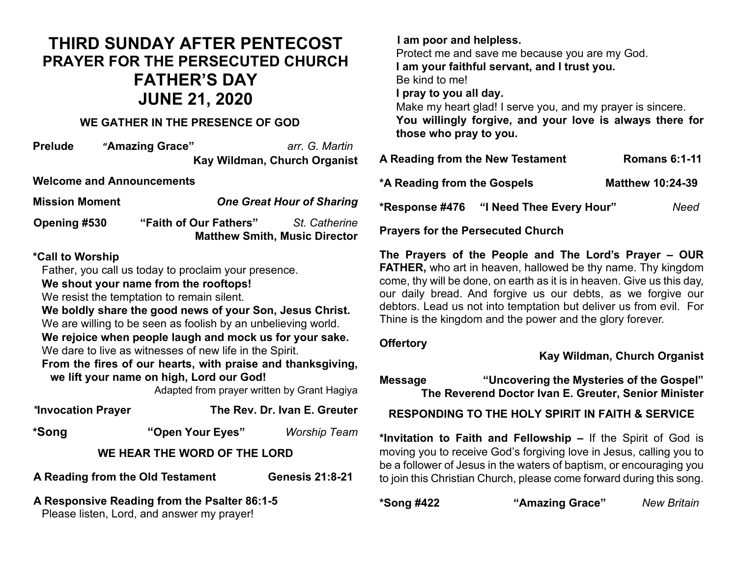# THIRD SUNDAY AFTER PENTECOST
## PRAYER FOR THE PERSECUTED CHURCH
# FATHER'S DAY
# JUNE 21, 2020

### WE GATHER IN THE PRESENCE OF GOD

**Prelude** **"Amazing Grace"** *arr. G. Martin*
**Kay Wildman, Church Organist**

**Welcome and Announcements**

**Mission Moment** ***One Great Hour of Sharing***

**Opening #530** **"Faith of Our Fathers"** *St. Catherine*
**Matthew Smith, Music Director**

**\*Call to Worship**

Father, you call us today to proclaim your presence.
**We shout your name from the rooftops!**
We resist the temptation to remain silent.
**We boldly share the good news of your Son, Jesus Christ.**
We are willing to be seen as foolish by an unbelieving world.
**We rejoice when people laugh and mock us for your sake.**
We dare to live as witnesses of new life in the Spirit.
**From the fires of our hearts, with praise and thanksgiving, we lift your name on high, Lord our God!**

Adapted from prayer written by Grant Hagiya

**\*Invocation Prayer** **The Rev. Dr. Ivan E. Greuter**

**\*Song** **"Open Your Eyes"** *Worship Team*

### WE HEAR THE WORD OF THE LORD

**A Reading from the Old Testament** **Genesis 21:8-21**

**A Responsive Reading from the Psalter 86:1-5**

Please listen, Lord, and answer my prayer!
**I am poor and helpless.**
Protect me and save me because you are my God.
**I am your faithful servant, and I trust you.**
Be kind to me!
**I pray to you all day.**
Make my heart glad! I serve you, and my prayer is sincere.
**You willingly forgive, and your love is always there for those who pray to you.**

**A Reading from the New Testament** **Romans 6:1-11**

**\*A Reading from the Gospels** **Matthew 10:24-39**

**\*Response #476** **"I Need Thee Every Hour"** *Need*

**Prayers for the Persecuted Church**

**The Prayers of the People and The Lord's Prayer – OUR FATHER,** who art in heaven, hallowed be thy name. Thy kingdom come, thy will be done, on earth as it is in heaven. Give us this day, our daily bread. And forgive us our debts, as we forgive our debtors. Lead us not into temptation but deliver us from evil. For Thine is the kingdom and the power and the glory forever.

**Offertory**
**Kay Wildman, Church Organist**

**Message** **"Uncovering the Mysteries of the Gospel"**
**The Reverend Doctor Ivan E. Greuter, Senior Minister**

### RESPONDING TO THE HOLY SPIRIT IN FAITH & SERVICE

**\*Invitation to Faith and Fellowship –** If the Spirit of God is moving you to receive God's forgiving love in Jesus, calling you to be a follower of Jesus in the waters of baptism, or encouraging you to join this Christian Church, please come forward during this song.

**\*Song #422** **"Amazing Grace"** *New Britain*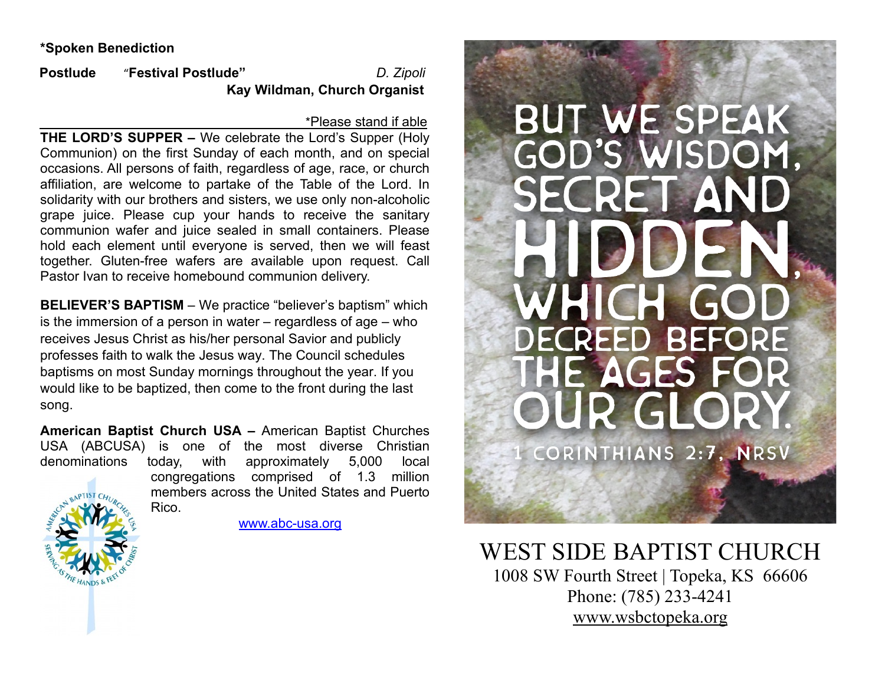**\*Spoken Benediction**

**Postlude** "**Festival Postlude"** *D. Zipoli*
**Kay Wildman, Church Organist**

\*Please stand if able

**THE LORD'S SUPPER –** We celebrate the Lord's Supper (Holy Communion) on the first Sunday of each month, and on special occasions. All persons of faith, regardless of age, race, or church affiliation, are welcome to partake of the Table of the Lord. In solidarity with our brothers and sisters, we use only non-alcoholic grape juice. Please cup your hands to receive the sanitary communion wafer and juice sealed in small containers. Please hold each element until everyone is served, then we will feast together. Gluten-free wafers are available upon request. Call Pastor Ivan to receive homebound communion delivery.

**BELIEVER'S BAPTISM** – We practice "believer's baptism" which is the immersion of a person in water – regardless of age – who receives Jesus Christ as his/her personal Savior and publicly professes faith to walk the Jesus way. The Council schedules baptisms on most Sunday mornings throughout the year. If you would like to be baptized, then come to the front during the last song.

**American Baptist Church USA –** American Baptist Churches USA (ABCUSA) is one of the most diverse Christian denominations today, with approximately 5,000 local congregations comprised of 1.3 million members across the United States and Puerto Rico.

www.abc-usa.org

AMERICAN BAPTIST CHURCHES USA
SERVING AS THE HANDS & FEET OF CHRIST

BUT WE SPEAK GOD'S WISDOM, SECRET AND HIDDEN, WHICH GOD DECREED BEFORE THE AGES FOR OUR GLORY.
1 CORINTHIANS 2:7, NRSV

# WEST SIDE BAPTIST CHURCH

1008 SW Fourth Street | Topeka, KS 66606
Phone: (785) 233-4241
www.wsbctopeka.org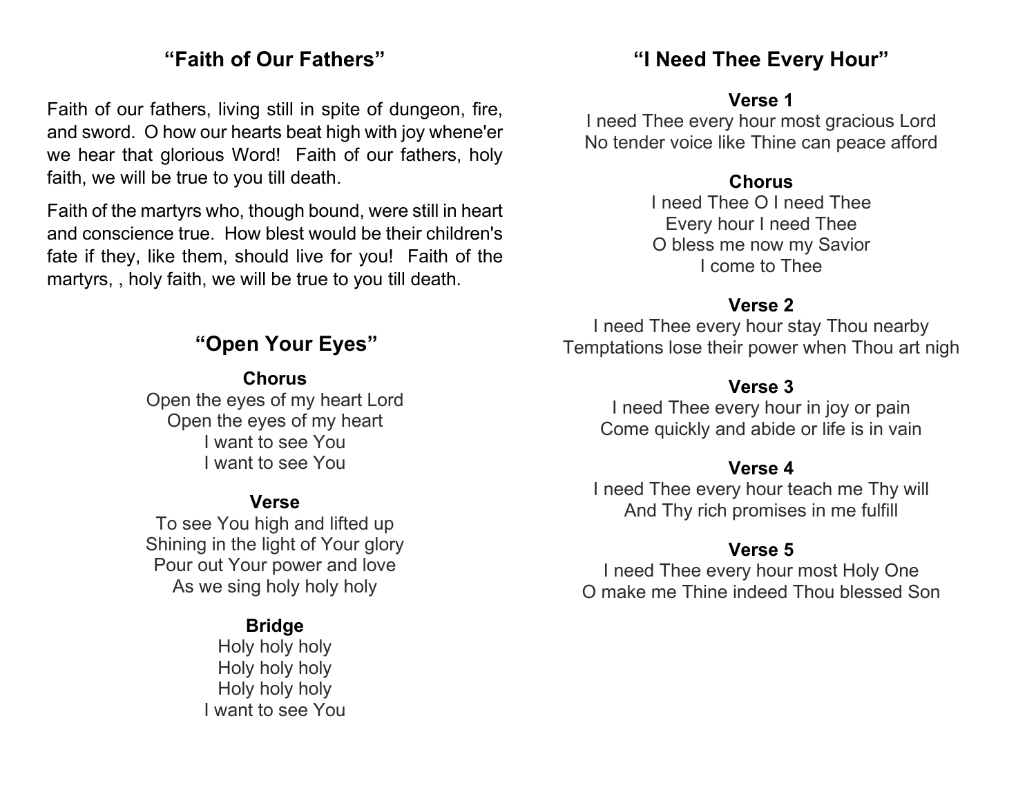## "Faith of Our Fathers"

Faith of our fathers, living still in spite of dungeon, fire, and sword. O how our hearts beat high with joy whene'er we hear that glorious Word! Faith of our fathers, holy faith, we will be true to you till death.

Faith of the martyrs who, though bound, were still in heart and conscience true. How blest would be their children's fate if they, like them, should live for you! Faith of the martyrs, , holy faith, we will be true to you till death.

## "Open Your Eyes"

**Chorus**
Open the eyes of my heart Lord
Open the eyes of my heart
I want to see You
I want to see You

**Verse**
To see You high and lifted up
Shining in the light of Your glory
Pour out Your power and love
As we sing holy holy holy

**Bridge**
Holy holy holy
Holy holy holy
Holy holy holy
I want to see You

## "I Need Thee Every Hour"

**Verse 1**
I need Thee every hour most gracious Lord
No tender voice like Thine can peace afford

**Chorus**
I need Thee O I need Thee
Every hour I need Thee
O bless me now my Savior
I come to Thee

**Verse 2**
I need Thee every hour stay Thou nearby
Temptations lose their power when Thou art nigh

**Verse 3**
I need Thee every hour in joy or pain
Come quickly and abide or life is in vain

**Verse 4**
I need Thee every hour teach me Thy will
And Thy rich promises in me fulfill

**Verse 5**
I need Thee every hour most Holy One
O make me Thine indeed Thou blessed Son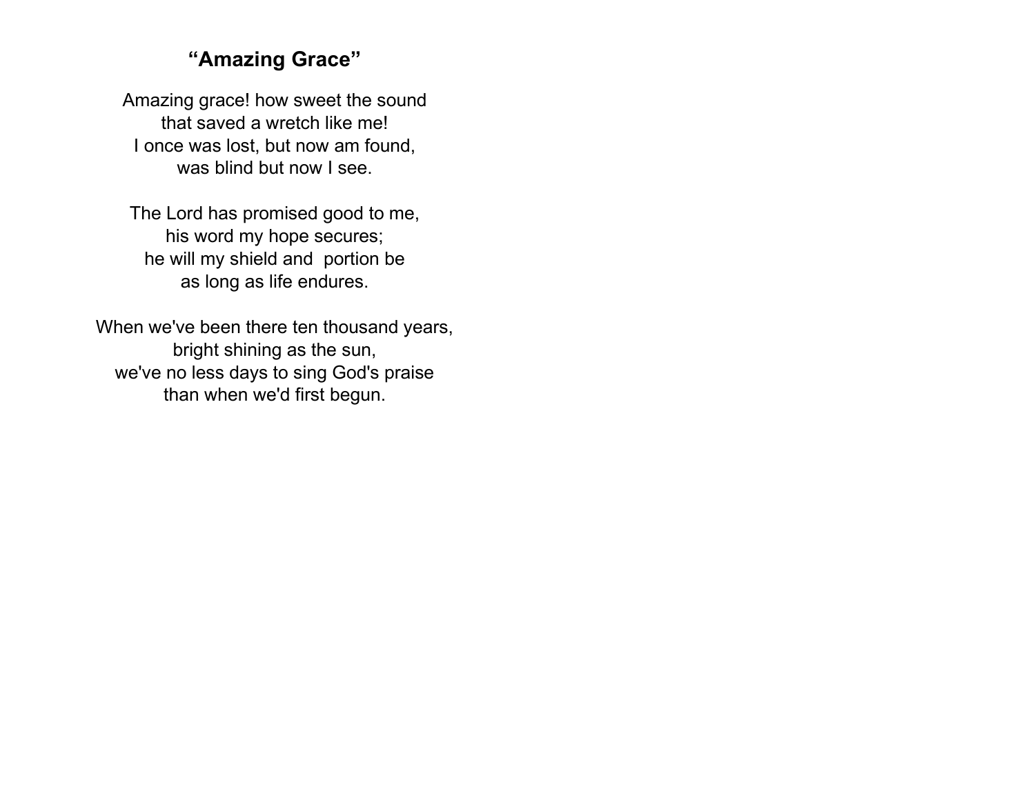# "Amazing Grace"

Amazing grace! how sweet the sound
that saved a wretch like me!
I once was lost, but now am found,
was blind but now I see.

The Lord has promised good to me,
his word my hope secures;
he will my shield and  portion be
as long as life endures.

When we've been there ten thousand years,
bright shining as the sun,
we've no less days to sing God's praise
than when we'd first begun.